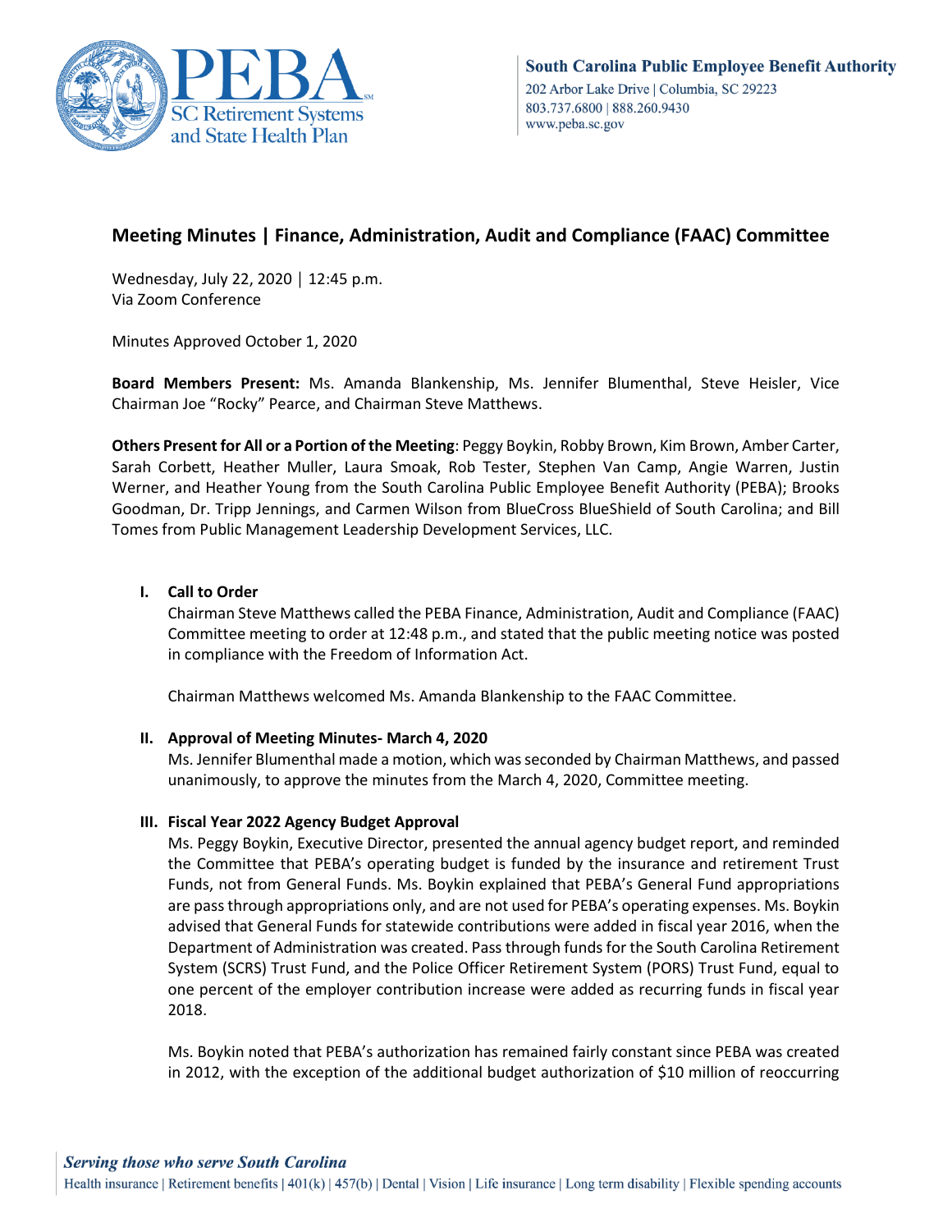South Carolina Public Employee Benefit Authority
202 Arbor Lake Drive | Columbia, SC 29223
803.737.6800 | 888.260.9430
www.peba.sc.gov

# Meeting Minutes | Finance, Administration, Audit and Compliance (FAAC) Committee

Wednesday, July 22, 2020 | 12:45 p.m.
Via Zoom Conference

Minutes Approved October 1, 2020

**Board Members Present:** Ms. Amanda Blankenship, Ms. Jennifer Blumenthal, Steve Heisler, Vice Chairman Joe "Rocky" Pearce, and Chairman Steve Matthews.

**Others Present for All or a Portion of the Meeting**: Peggy Boykin, Robby Brown, Kim Brown, Amber Carter, Sarah Corbett, Heather Muller, Laura Smoak, Rob Tester, Stephen Van Camp, Angie Warren, Justin Werner, and Heather Young from the South Carolina Public Employee Benefit Authority (PEBA); Brooks Goodman, Dr. Tripp Jennings, and Carmen Wilson from BlueCross BlueShield of South Carolina; and Bill Tomes from Public Management Leadership Development Services, LLC.

## I. Call to Order

Chairman Steve Matthews called the PEBA Finance, Administration, Audit and Compliance (FAAC) Committee meeting to order at 12:48 p.m., and stated that the public meeting notice was posted in compliance with the Freedom of Information Act.

Chairman Matthews welcomed Ms. Amanda Blankenship to the FAAC Committee.

## II. Approval of Meeting Minutes- March 4, 2020

Ms. Jennifer Blumenthal made a motion, which was seconded by Chairman Matthews, and passed unanimously, to approve the minutes from the March 4, 2020, Committee meeting.

## III. Fiscal Year 2022 Agency Budget Approval

Ms. Peggy Boykin, Executive Director, presented the annual agency budget report, and reminded the Committee that PEBA's operating budget is funded by the insurance and retirement Trust Funds, not from General Funds. Ms. Boykin explained that PEBA's General Fund appropriations are pass through appropriations only, and are not used for PEBA's operating expenses. Ms. Boykin advised that General Funds for statewide contributions were added in fiscal year 2016, when the Department of Administration was created. Pass through funds for the South Carolina Retirement System (SCRS) Trust Fund, and the Police Officer Retirement System (PORS) Trust Fund, equal to one percent of the employer contribution increase were added as recurring funds in fiscal year 2018.

Ms. Boykin noted that PEBA's authorization has remained fairly constant since PEBA was created in 2012, with the exception of the additional budget authorization of $10 million of reoccurring

*Serving those who serve South Carolina*
Health insurance | Retirement benefits | 401(k) | 457(b) | Dental | Vision | Life insurance | Long term disability | Flexible spending accounts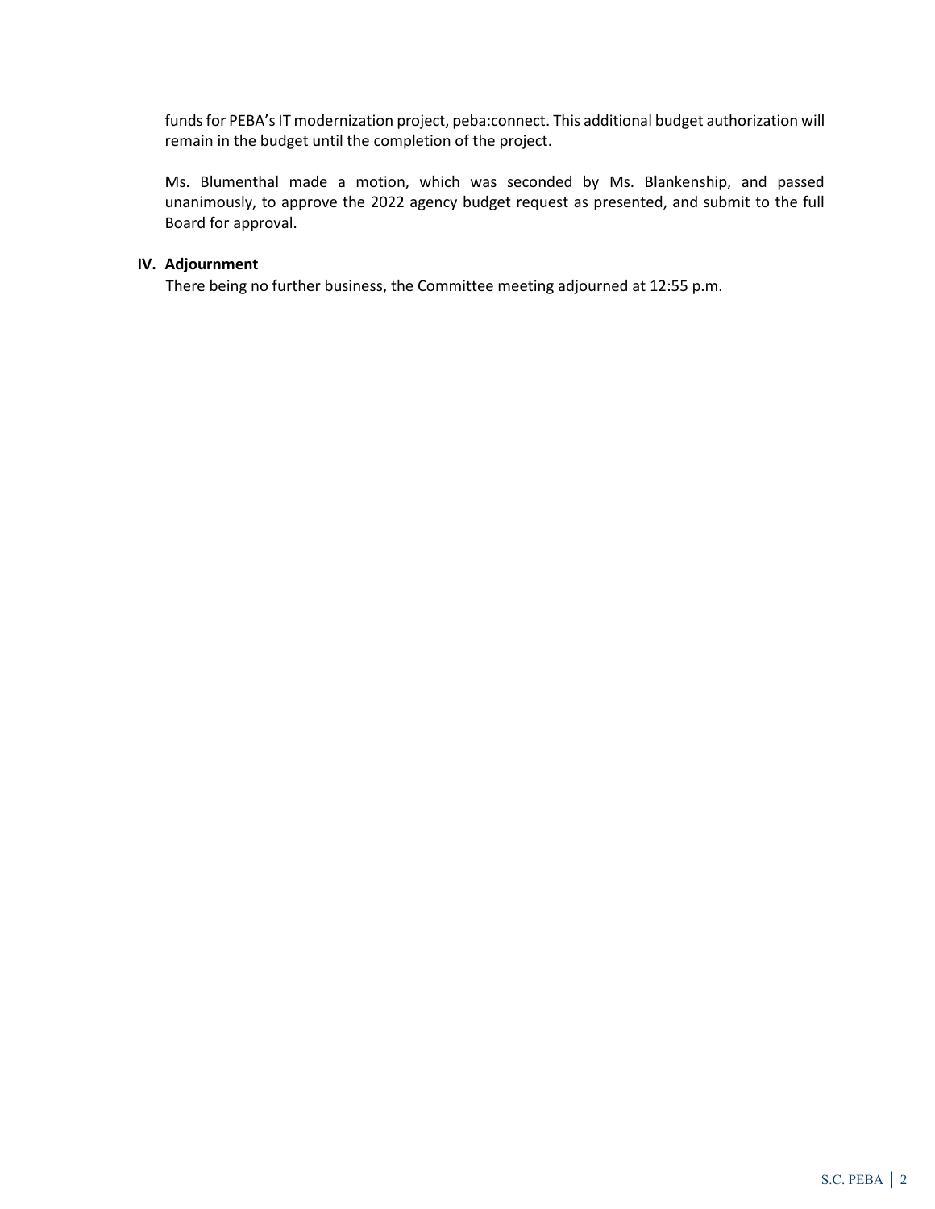funds for PEBA's IT modernization project, peba:connect. This additional budget authorization will remain in the budget until the completion of the project.

Ms. Blumenthal made a motion, which was seconded by Ms. Blankenship, and passed unanimously, to approve the 2022 agency budget request as presented, and submit to the full Board for approval.

**IV. Adjournment**

There being no further business, the Committee meeting adjourned at 12:55 p.m.